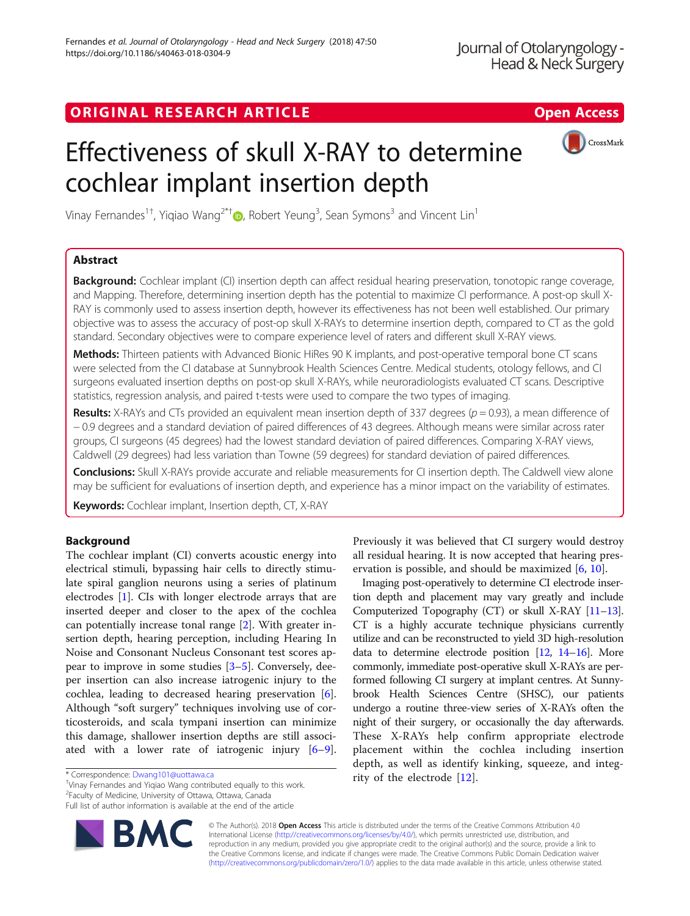ORIGINAL RESEARCH ARTICLE

Open Access

# Effectiveness of skull X-RAY to determine cochlear implant insertion depth

Vinay Fernandes[1†], Yiqiao Wang[2*†], Robert Yeung[3], Sean Symons[3] and Vincent Lin[1]

## Abstract

**Background:** Cochlear implant (CI) insertion depth can affect residual hearing preservation, tonotopic range coverage, and Mapping. Therefore, determining insertion depth has the potential to maximize CI performance. A post-op skull X-RAY is commonly used to assess insertion depth, however its effectiveness has not been well established. Our primary objective was to assess the accuracy of post-op skull X-RAYs to determine insertion depth, compared to CT as the gold standard. Secondary objectives were to compare experience level of raters and different skull X-RAY views.

**Methods:** Thirteen patients with Advanced Bionic HiRes 90 K implants, and post-operative temporal bone CT scans were selected from the CI database at Sunnybrook Health Sciences Centre. Medical students, otology fellows, and CI surgeons evaluated insertion depths on post-op skull X-RAYs, while neuroradiologists evaluated CT scans. Descriptive statistics, regression analysis, and paired t-tests were used to compare the two types of imaging.

**Results:** X-RAYs and CTs provided an equivalent mean insertion depth of 337 degrees ($p = 0.93$), a mean difference of − 0.9 degrees and a standard deviation of paired differences of 43 degrees. Although means were similar across rater groups, CI surgeons (45 degrees) had the lowest standard deviation of paired differences. Comparing X-RAY views, Caldwell (29 degrees) had less variation than Towne (59 degrees) for standard deviation of paired differences.

**Conclusions:** Skull X-RAYs provide accurate and reliable measurements for CI insertion depth. The Caldwell view alone may be sufficient for evaluations of insertion depth, and experience has a minor impact on the variability of estimates.

**Keywords:** Cochlear implant, Insertion depth, CT, X-RAY

## Background

The cochlear implant (CI) converts acoustic energy into electrical stimuli, bypassing hair cells to directly stimulate spiral ganglion neurons using a series of platinum electrodes [1]. CIs with longer electrode arrays that are inserted deeper and closer to the apex of the cochlea can potentially increase tonal range [2]. With greater insertion depth, hearing perception, including Hearing In Noise and Consonant Nucleus Consonant test scores appear to improve in some studies [3–5]. Conversely, deeper insertion can also increase iatrogenic injury to the cochlea, leading to decreased hearing preservation [6]. Although "soft surgery" techniques involving use of corticosteroids, and scala tympani insertion can minimize this damage, shallower insertion depths are still associated with a lower rate of iatrogenic injury [6–9]. Previously it was believed that CI surgery would destroy all residual hearing. It is now accepted that hearing preservation is possible, and should be maximized [6, 10].

Imaging post-operatively to determine CI electrode insertion depth and placement may vary greatly and include Computerized Topography (CT) or skull X-RAY [11–13]. CT is a highly accurate technique physicians currently utilize and can be reconstructed to yield 3D high-resolution data to determine electrode position [12, 14–16]. More commonly, immediate post-operative skull X-RAYs are performed following CI surgery at implant centres. At Sunnybrook Health Sciences Centre (SHSC), our patients undergo a routine three-view series of X-RAYs often the night of their surgery, or occasionally the day afterwards. These X-RAYs help confirm appropriate electrode placement within the cochlea including insertion depth, as well as identify kinking, squeeze, and integrity of the electrode [12].

* Correspondence: Dwang101@uottawa.ca
†Vinay Fernandes and Yiqiao Wang contributed equally to this work.
[2]Faculty of Medicine, University of Ottawa, Ottawa, Canada
Full list of author information is available at the end of the article

© The Author(s). 2018 **Open Access** This article is distributed under the terms of the Creative Commons Attribution 4.0 International License (http://creativecommons.org/licenses/by/4.0/), which permits unrestricted use, distribution, and reproduction in any medium, provided you give appropriate credit to the original author(s) and the source, provide a link to the Creative Commons license, and indicate if changes were made. The Creative Commons Public Domain Dedication waiver (http://creativecommons.org/publicdomain/zero/1.0/) applies to the data made available in this article, unless otherwise stated.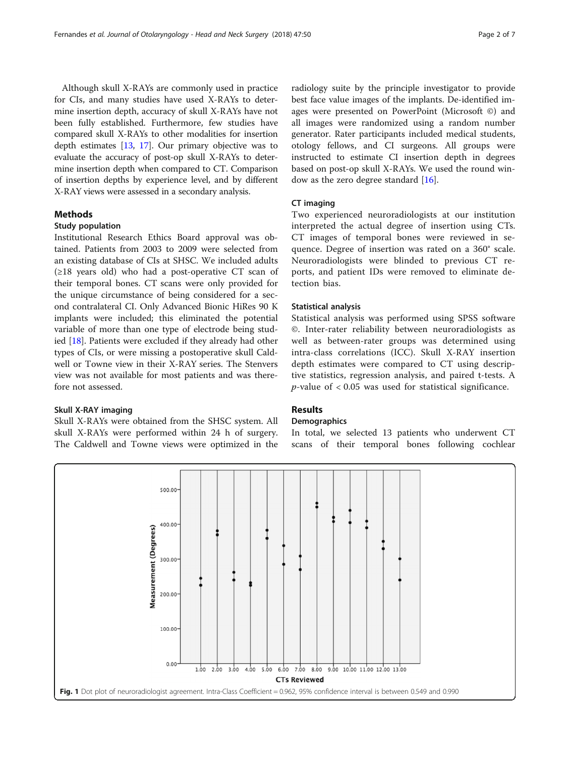Although skull X-RAYs are commonly used in practice for CIs, and many studies have used X-RAYs to determine insertion depth, accuracy of skull X-RAYs have not been fully established. Furthermore, few studies have compared skull X-RAYs to other modalities for insertion depth estimates [13, 17]. Our primary objective was to evaluate the accuracy of post-op skull X-RAYs to determine insertion depth when compared to CT. Comparison of insertion depths by experience level, and by different X-RAY views were assessed in a secondary analysis.

## Methods

### Study population

Institutional Research Ethics Board approval was obtained. Patients from 2003 to 2009 were selected from an existing database of CIs at SHSC. We included adults (≥18 years old) who had a post-operative CT scan of their temporal bones. CT scans were only provided for the unique circumstance of being considered for a second contralateral CI. Only Advanced Bionic HiRes 90 K implants were included; this eliminated the potential variable of more than one type of electrode being studied [18]. Patients were excluded if they already had other types of CIs, or were missing a postoperative skull Caldwell or Towne view in their X-RAY series. The Stenvers view was not available for most patients and was therefore not assessed.

### Skull X-RAY imaging

Skull X-RAYs were obtained from the SHSC system. All skull X-RAYs were performed within 24 h of surgery. The Caldwell and Towne views were optimized in the radiology suite by the principle investigator to provide best face value images of the implants. De-identified images were presented on PowerPoint (Microsoft ©) and all images were randomized using a random number generator. Rater participants included medical students, otology fellows, and CI surgeons. All groups were instructed to estimate CI insertion depth in degrees based on post-op skull X-RAYs. We used the round window as the zero degree standard [16].

### CT imaging

Two experienced neuroradiologists at our institution interpreted the actual degree of insertion using CTs. CT images of temporal bones were reviewed in sequence. Degree of insertion was rated on a 360° scale. Neuroradiologists were blinded to previous CT reports, and patient IDs were removed to eliminate detection bias.

### Statistical analysis

Statistical analysis was performed using SPSS software ©. Inter-rater reliability between neuroradiologists as well as between-rater groups was determined using intra-class correlations (ICC). Skull X-RAY insertion depth estimates were compared to CT using descriptive statistics, regression analysis, and paired t-tests. A $p$-value of < 0.05 was used for statistical significance.

## Results

### Demographics

In total, we selected 13 patients who underwent CT scans of their temporal bones following cochlear

**Fig. 1** Dot plot of neuroradiologist agreement. Intra-Class Coefficient = 0.962, 95% confidence interval is between 0.549 and 0.990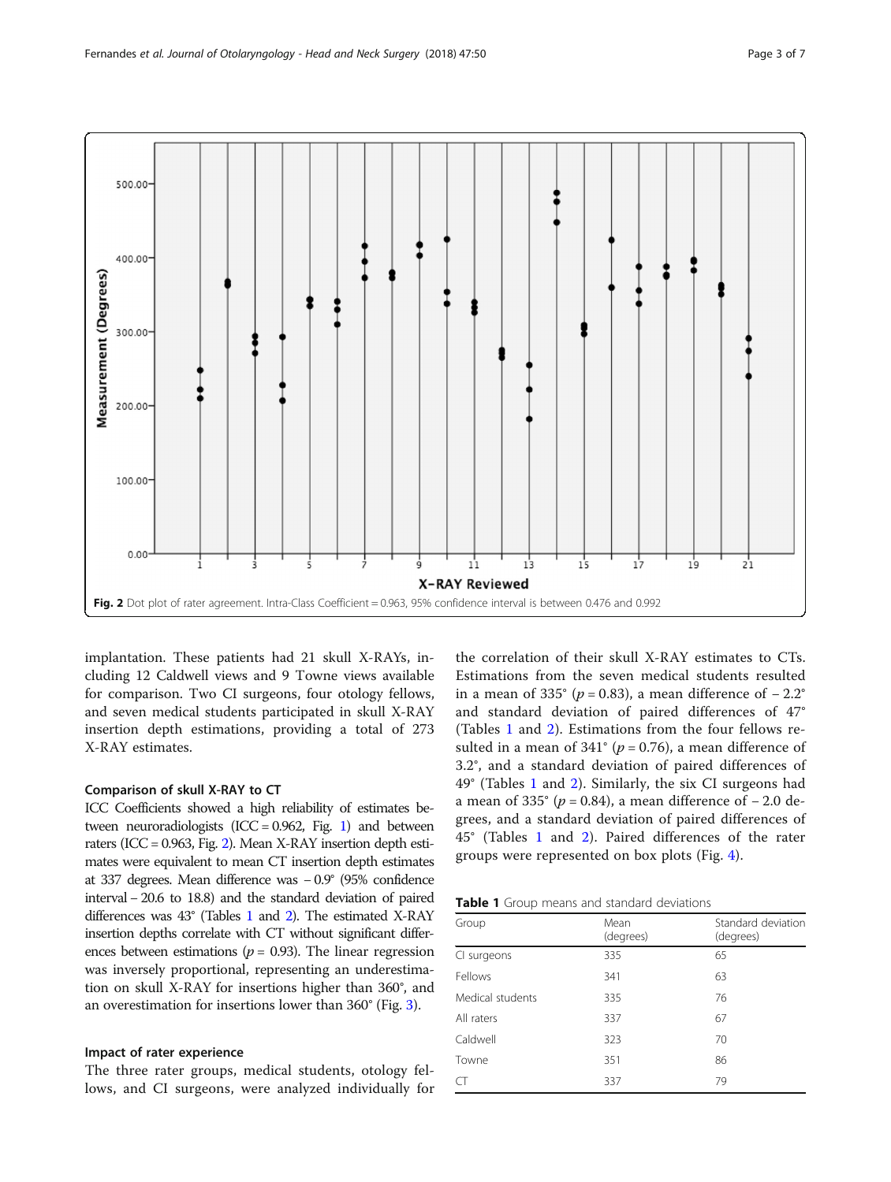Fig. 2 Dot plot of rater agreement. Intra-Class Coefficient = 0.963, 95% confidence interval is between 0.476 and 0.992

implantation. These patients had 21 skull X-RAYs, including 12 Caldwell views and 9 Towne views available for comparison. Two CI surgeons, four otology fellows, and seven medical students participated in skull X-RAY insertion depth estimations, providing a total of 273 X-RAY estimates.

### Comparison of skull X-RAY to CT

ICC Coefficients showed a high reliability of estimates between neuroradiologists (ICC = 0.962, Fig. 1) and between raters (ICC = 0.963, Fig. 2). Mean X-RAY insertion depth estimates were equivalent to mean CT insertion depth estimates at 337 degrees. Mean difference was − 0.9° (95% confidence interval − 20.6 to 18.8) and the standard deviation of paired differences was 43° (Tables 1 and 2). The estimated X-RAY insertion depths correlate with CT without significant differences between estimations ($p = 0.93$). The linear regression was inversely proportional, representing an underestimation on skull X-RAY for insertions higher than 360°, and an overestimation for insertions lower than 360° (Fig. 3).

### Impact of rater experience

The three rater groups, medical students, otology fellows, and CI surgeons, were analyzed individually for the correlation of their skull X-RAY estimates to CTs. Estimations from the seven medical students resulted in a mean of 335° ($p = 0.83$), a mean difference of − 2.2° and standard deviation of paired differences of 47° (Tables 1 and 2). Estimations from the four fellows resulted in a mean of 341° ($p = 0.76$), a mean difference of 3.2°, and a standard deviation of paired differences of 49° (Tables 1 and 2). Similarly, the six CI surgeons had a mean of 335° ($p = 0.84$), a mean difference of − 2.0 degrees, and a standard deviation of paired differences of 45° (Tables 1 and 2). Paired differences of the rater groups were represented on box plots (Fig. 4).

**Table 1** Group means and standard deviations

| Group | Mean (degrees) | Standard deviation (degrees) |
| --- | --- | --- |
| CI surgeons | 335 | 65 |
| Fellows | 341 | 63 |
| Medical students | 335 | 76 |
| All raters | 337 | 67 |
| Caldwell | 323 | 70 |
| Towne | 351 | 86 |
| CT | 337 | 79 |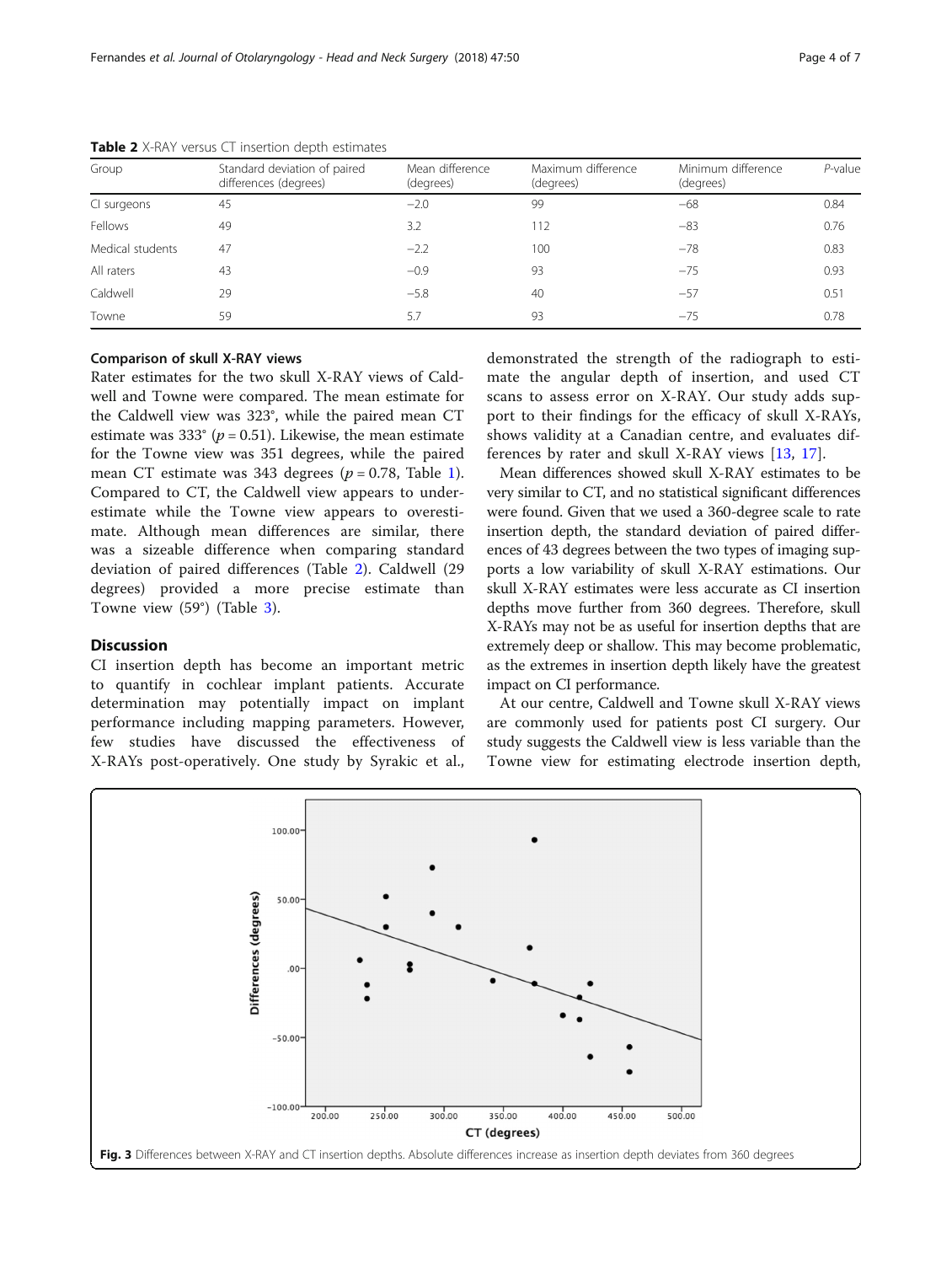**Table 2** X-RAY versus CT insertion depth estimates

| Group | Standard deviation of paired differences (degrees) | Mean difference (degrees) | Maximum difference (degrees) | Minimum difference (degrees) | *P*-value |
|---|---|---|---|---|---|
| CI surgeons | 45 | −2.0 | 99 | −68 | 0.84 |
| Fellows | 49 | 3.2 | 112 | −83 | 0.76 |
| Medical students | 47 | −2.2 | 100 | −78 | 0.83 |
| All raters | 43 | −0.9 | 93 | −75 | 0.93 |
| Caldwell | 29 | −5.8 | 40 | −57 | 0.51 |
| Towne | 59 | 5.7 | 93 | −75 | 0.78 |

### Comparison of skull X-RAY views

Rater estimates for the two skull X-RAY views of Caldwell and Towne were compared. The mean estimate for the Caldwell view was 323°, while the paired mean CT estimate was 333° ($p = 0.51$). Likewise, the mean estimate for the Towne view was 351 degrees, while the paired mean CT estimate was 343 degrees ($p = 0.78$, Table 1). Compared to CT, the Caldwell view appears to underestimate while the Towne view appears to overestimate. Although mean differences are similar, there was a sizeable difference when comparing standard deviation of paired differences (Table 2). Caldwell (29 degrees) provided a more precise estimate than Towne view (59°) (Table 3).

## Discussion

CI insertion depth has become an important metric to quantify in cochlear implant patients. Accurate determination may potentially impact on implant performance including mapping parameters. However, few studies have discussed the effectiveness of X-RAYs post-operatively. One study by Syrakic et al., demonstrated the strength of the radiograph to estimate the angular depth of insertion, and used CT scans to assess error on X-RAY. Our study adds support to their findings for the efficacy of skull X-RAYs, shows validity at a Canadian centre, and evaluates differences by rater and skull X-RAY views [13, 17].

Mean differences showed skull X-RAY estimates to be very similar to CT, and no statistical significant differences were found. Given that we used a 360-degree scale to rate insertion depth, the standard deviation of paired differences of 43 degrees between the two types of imaging supports a low variability of skull X-RAY estimations. Our skull X-RAY estimates were less accurate as CI insertion depths move further from 360 degrees. Therefore, skull X-RAYs may not be as useful for insertion depths that are extremely deep or shallow. This may become problematic, as the extremes in insertion depth likely have the greatest impact on CI performance.

At our centre, Caldwell and Towne skull X-RAY views are commonly used for patients post CI surgery. Our study suggests the Caldwell view is less variable than the Towne view for estimating electrode insertion depth,

**Fig. 3** Differences between X-RAY and CT insertion depths. Absolute differences increase as insertion depth deviates from 360 degrees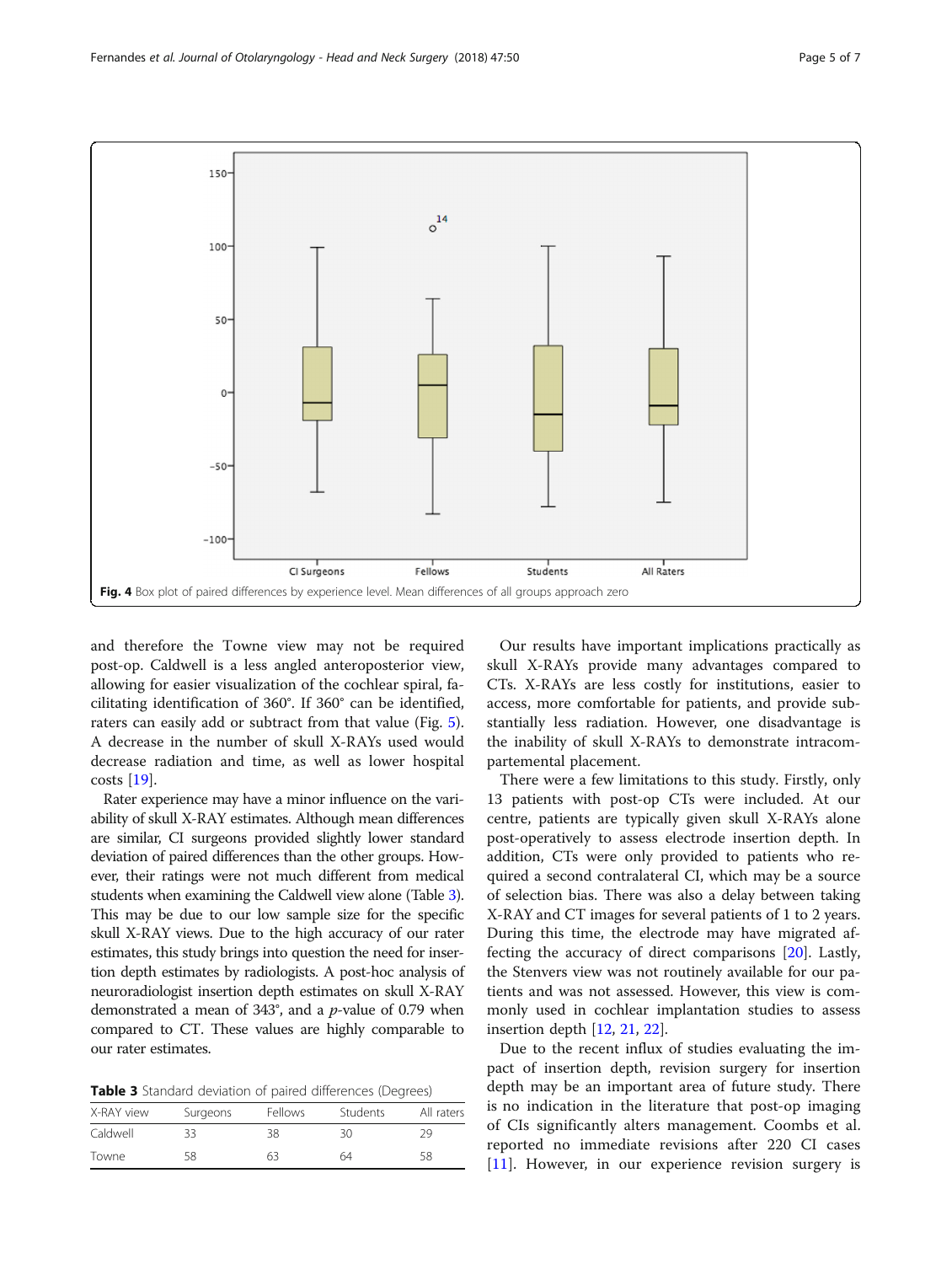Fig. 4 Box plot of paired differences by experience level. Mean differences of all groups approach zero

and therefore the Towne view may not be required post-op. Caldwell is a less angled anteroposterior view, allowing for easier visualization of the cochlear spiral, facilitating identification of 360°. If 360° can be identified, raters can easily add or subtract from that value (Fig. 5). A decrease in the number of skull X-RAYs used would decrease radiation and time, as well as lower hospital costs [19].

Rater experience may have a minor influence on the variability of skull X-RAY estimates. Although mean differences are similar, CI surgeons provided slightly lower standard deviation of paired differences than the other groups. However, their ratings were not much different from medical students when examining the Caldwell view alone (Table 3). This may be due to our low sample size for the specific skull X-RAY views. Due to the high accuracy of our rater estimates, this study brings into question the need for insertion depth estimates by radiologists. A post-hoc analysis of neuroradiologist insertion depth estimates on skull X-RAY demonstrated a mean of 343°, and a $p$-value of 0.79 when compared to CT. These values are highly comparable to our rater estimates.

**Table 3** Standard deviation of paired differences (Degrees)

| X-RAY view | Surgeons | Fellows | Students | All raters |
|---|---|---|---|---|
| Caldwell | 33 | 38 | 30 | 29 |
| Towne | 58 | 63 | 64 | 58 |

Our results have important implications practically as skull X-RAYs provide many advantages compared to CTs. X-RAYs are less costly for institutions, easier to access, more comfortable for patients, and provide substantially less radiation. However, one disadvantage is the inability of skull X-RAYs to demonstrate intracompartemental placement.

There were a few limitations to this study. Firstly, only 13 patients with post-op CTs were included. At our centre, patients are typically given skull X-RAYs alone post-operatively to assess electrode insertion depth. In addition, CTs were only provided to patients who required a second contralateral CI, which may be a source of selection bias. There was also a delay between taking X-RAY and CT images for several patients of 1 to 2 years. During this time, the electrode may have migrated affecting the accuracy of direct comparisons [20]. Lastly, the Stenvers view was not routinely available for our patients and was not assessed. However, this view is commonly used in cochlear implantation studies to assess insertion depth [12, 21, 22].

Due to the recent influx of studies evaluating the impact of insertion depth, revision surgery for insertion depth may be an important area of future study. There is no indication in the literature that post-op imaging of CIs significantly alters management. Coombs et al. reported no immediate revisions after 220 CI cases [11]. However, in our experience revision surgery is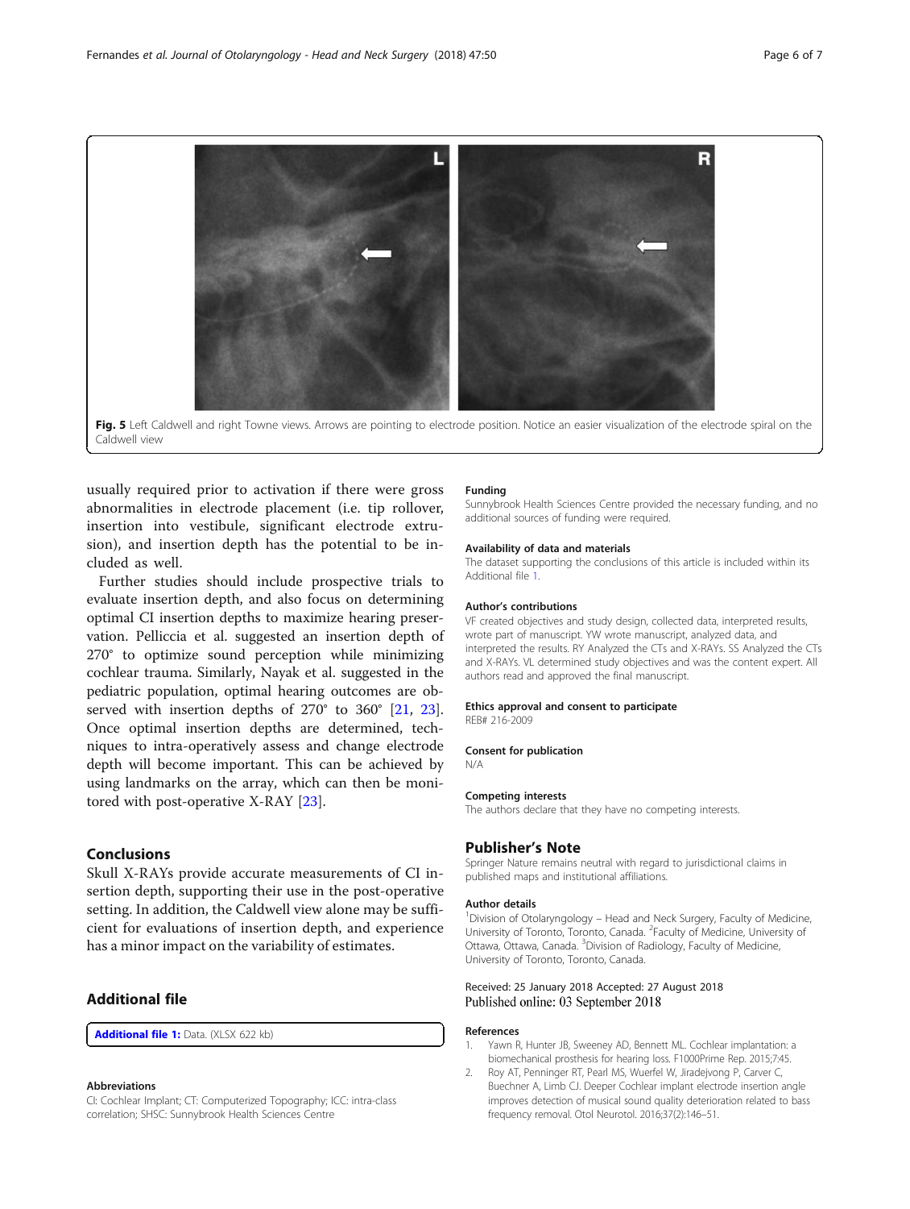Fig. 5 Left Caldwell and right Towne views. Arrows are pointing to electrode position. Notice an easier visualization of the electrode spiral on the Caldwell view

usually required prior to activation if there were gross abnormalities in electrode placement (i.e. tip rollover, insertion into vestibule, significant electrode extrusion), and insertion depth has the potential to be included as well.

Further studies should include prospective trials to evaluate insertion depth, and also focus on determining optimal CI insertion depths to maximize hearing preservation. Pelliccia et al. suggested an insertion depth of 270° to optimize sound perception while minimizing cochlear trauma. Similarly, Nayak et al. suggested in the pediatric population, optimal hearing outcomes are observed with insertion depths of 270° to 360° [21, 23]. Once optimal insertion depths are determined, techniques to intra-operatively assess and change electrode depth will become important. This can be achieved by using landmarks on the array, which can then be monitored with post-operative X-RAY [23].

## Conclusions

Skull X-RAYs provide accurate measurements of CI insertion depth, supporting their use in the post-operative setting. In addition, the Caldwell view alone may be sufficient for evaluations of insertion depth, and experience has a minor impact on the variability of estimates.

## Additional file

**Additional file 1:** Data. (XLSX 622 kb)

#### Abbreviations

CI: Cochlear Implant; CT: Computerized Topography; ICC: intra-class correlation; SHSC: Sunnybrook Health Sciences Centre

#### Funding

Sunnybrook Health Sciences Centre provided the necessary funding, and no additional sources of funding were required.

#### Availability of data and materials

The dataset supporting the conclusions of this article is included within its Additional file 1.

#### Author's contributions

VF created objectives and study design, collected data, interpreted results, wrote part of manuscript. YW wrote manuscript, analyzed data, and interpreted the results. RY Analyzed the CTs and X-RAYs. SS Analyzed the CTs and X-RAYs. VL determined study objectives and was the content expert. All authors read and approved the final manuscript.

#### Ethics approval and consent to participate

REB# 216-2009

#### Consent for publication

N/A

#### Competing interests

The authors declare that they have no competing interests.

## Publisher's Note

Springer Nature remains neutral with regard to jurisdictional claims in published maps and institutional affiliations.

#### Author details

[1]Division of Otolaryngology – Head and Neck Surgery, Faculty of Medicine, University of Toronto, Toronto, Canada. [2]Faculty of Medicine, University of Ottawa, Ottawa, Canada. [3]Division of Radiology, Faculty of Medicine, University of Toronto, Toronto, Canada.

Received: 25 January 2018 Accepted: 27 August 2018
Published online: 03 September 2018

#### References

1. Yawn R, Hunter JB, Sweeney AD, Bennett ML. Cochlear implantation: a biomechanical prosthesis for hearing loss. F1000Prime Rep. 2015;7:45.
2. Roy AT, Penninger RT, Pearl MS, Wuerfel W, Jiradejvong P, Carver C, Buechner A, Limb CJ. Deeper Cochlear implant electrode insertion angle improves detection of musical sound quality deterioration related to bass frequency removal. Otol Neurotol. 2016;37(2):146–51.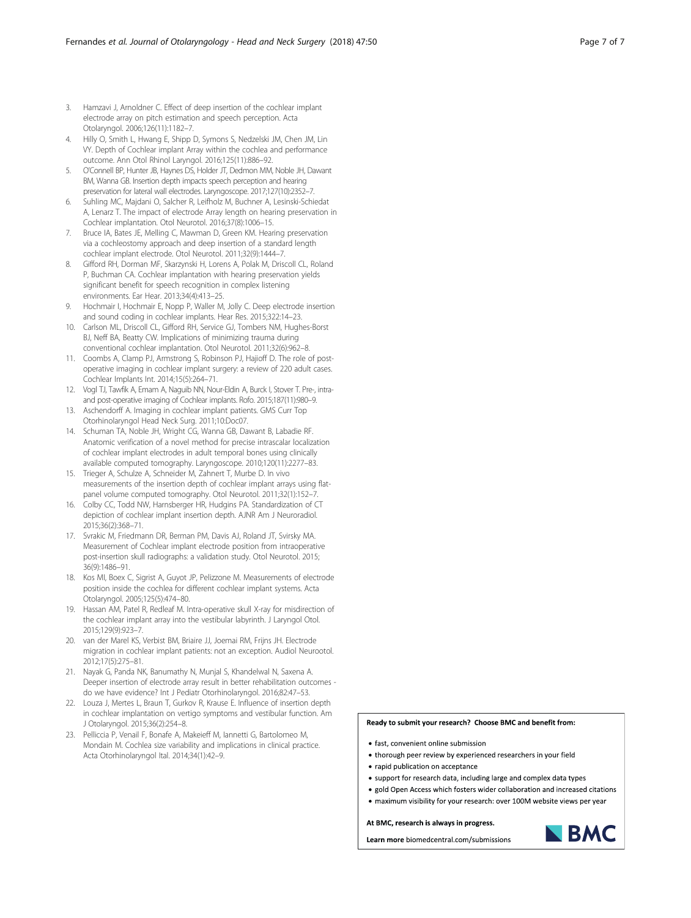3. Hamzavi J, Arnoldner C. Effect of deep insertion of the cochlear implant electrode array on pitch estimation and speech perception. Acta Otolaryngol. 2006;126(11):1182–7.
4. Hilly O, Smith L, Hwang E, Shipp D, Symons S, Nedzelski JM, Chen JM, Lin VY. Depth of Cochlear implant Array within the cochlea and performance outcome. Ann Otol Rhinol Laryngol. 2016;125(11):886–92.
5. O'Connell BP, Hunter JB, Haynes DS, Holder JT, Dedmon MM, Noble JH, Dawant BM, Wanna GB. Insertion depth impacts speech perception and hearing preservation for lateral wall electrodes. Laryngoscope. 2017;127(10):2352–7.
6. Suhling MC, Majdani O, Salcher R, Leifholz M, Buchner A, Lesinski-Schiedat A, Lenarz T. The impact of electrode Array length on hearing preservation in Cochlear implantation. Otol Neurotol. 2016;37(8):1006–15.
7. Bruce IA, Bates JE, Melling C, Mawman D, Green KM. Hearing preservation via a cochleostomy approach and deep insertion of a standard length cochlear implant electrode. Otol Neurotol. 2011;32(9):1444–7.
8. Gifford RH, Dorman MF, Skarzynski H, Lorens A, Polak M, Driscoll CL, Roland P, Buchman CA. Cochlear implantation with hearing preservation yields significant benefit for speech recognition in complex listening environments. Ear Hear. 2013;34(4):413–25.
9. Hochmair I, Hochmair E, Nopp P, Waller M, Jolly C. Deep electrode insertion and sound coding in cochlear implants. Hear Res. 2015;322:14–23.
10. Carlson ML, Driscoll CL, Gifford RH, Service GJ, Tombers NM, Hughes-Borst BJ, Neff BA, Beatty CW. Implications of minimizing trauma during conventional cochlear implantation. Otol Neurotol. 2011;32(6):962–8.
11. Coombs A, Clamp PJ, Armstrong S, Robinson PJ, Hajioff D. The role of post-operative imaging in cochlear implant surgery: a review of 220 adult cases. Cochlear Implants Int. 2014;15(5):264–71.
12. Vogl TJ, Tawfik A, Emam A, Naguib NN, Nour-Eldin A, Burck I, Stover T. Pre-, intra- and post-operative imaging of Cochlear implants. Rofo. 2015;187(11):980–9.
13. Aschendorff A. Imaging in cochlear implant patients. GMS Curr Top Otorhinolaryngol Head Neck Surg. 2011;10:Doc07.
14. Schuman TA, Noble JH, Wright CG, Wanna GB, Dawant B, Labadie RF. Anatomic verification of a novel method for precise intrascalar localization of cochlear implant electrodes in adult temporal bones using clinically available computed tomography. Laryngoscope. 2010;120(11):2277–83.
15. Trieger A, Schulze A, Schneider M, Zahnert T, Murbe D. In vivo measurements of the insertion depth of cochlear implant arrays using flat-panel volume computed tomography. Otol Neurotol. 2011;32(1):152–7.
16. Colby CC, Todd NW, Harnsberger HR, Hudgins PA. Standardization of CT depiction of cochlear implant insertion depth. AJNR Am J Neuroradiol. 2015;36(2):368–71.
17. Svrakic M, Friedmann DR, Berman PM, Davis AJ, Roland JT, Svirsky MA. Measurement of Cochlear implant electrode position from intraoperative post-insertion skull radiographs: a validation study. Otol Neurotol. 2015; 36(9):1486–91.
18. Kos MI, Boex C, Sigrist A, Guyot JP, Pelizzone M. Measurements of electrode position inside the cochlea for different cochlear implant systems. Acta Otolaryngol. 2005;125(5):474–80.
19. Hassan AM, Patel R, Redleaf M. Intra-operative skull X-ray for misdirection of the cochlear implant array into the vestibular labyrinth. J Laryngol Otol. 2015;129(9):923–7.
20. van der Marel KS, Verbist BM, Briaire JJ, Joemai RM, Frijns JH. Electrode migration in cochlear implant patients: not an exception. Audiol Neurootol. 2012;17(5):275–81.
21. Nayak G, Panda NK, Banumathy N, Munjal S, Khandelwal N, Saxena A. Deeper insertion of electrode array result in better rehabilitation outcomes - do we have evidence? Int J Pediatr Otorhinolaryngol. 2016;82:47–53.
22. Louza J, Mertes L, Braun T, Gurkov R, Krause E. Influence of insertion depth in cochlear implantation on vertigo symptoms and vestibular function. Am J Otolaryngol. 2015;36(2):254–8.
23. Pelliccia P, Venail F, Bonafe A, Makeieff M, Iannetti G, Bartolomeo M, Mondain M. Cochlea size variability and implications in clinical practice. Acta Otorhinolaryngol Ital. 2014;34(1):42–9.

**Ready to submit your research? Choose BMC and benefit from:**

- fast, convenient online submission
- thorough peer review by experienced researchers in your field
- rapid publication on acceptance
- support for research data, including large and complex data types
- gold Open Access which fosters wider collaboration and increased citations
- maximum visibility for your research: over 100M website views per year

**At BMC, research is always in progress.**

**Learn more** biomedcentral.com/submissions

BMC